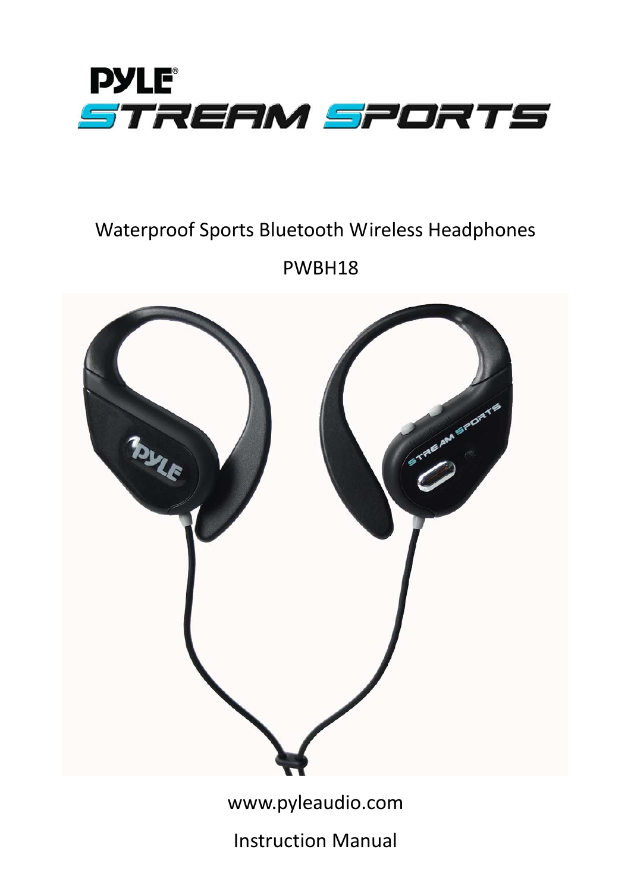# PYLE®

# STREAM SPORTS

Waterproof Sports Bluetooth Wireless Headphones

PWBH18

www.pyleaudio.com

Instruction Manual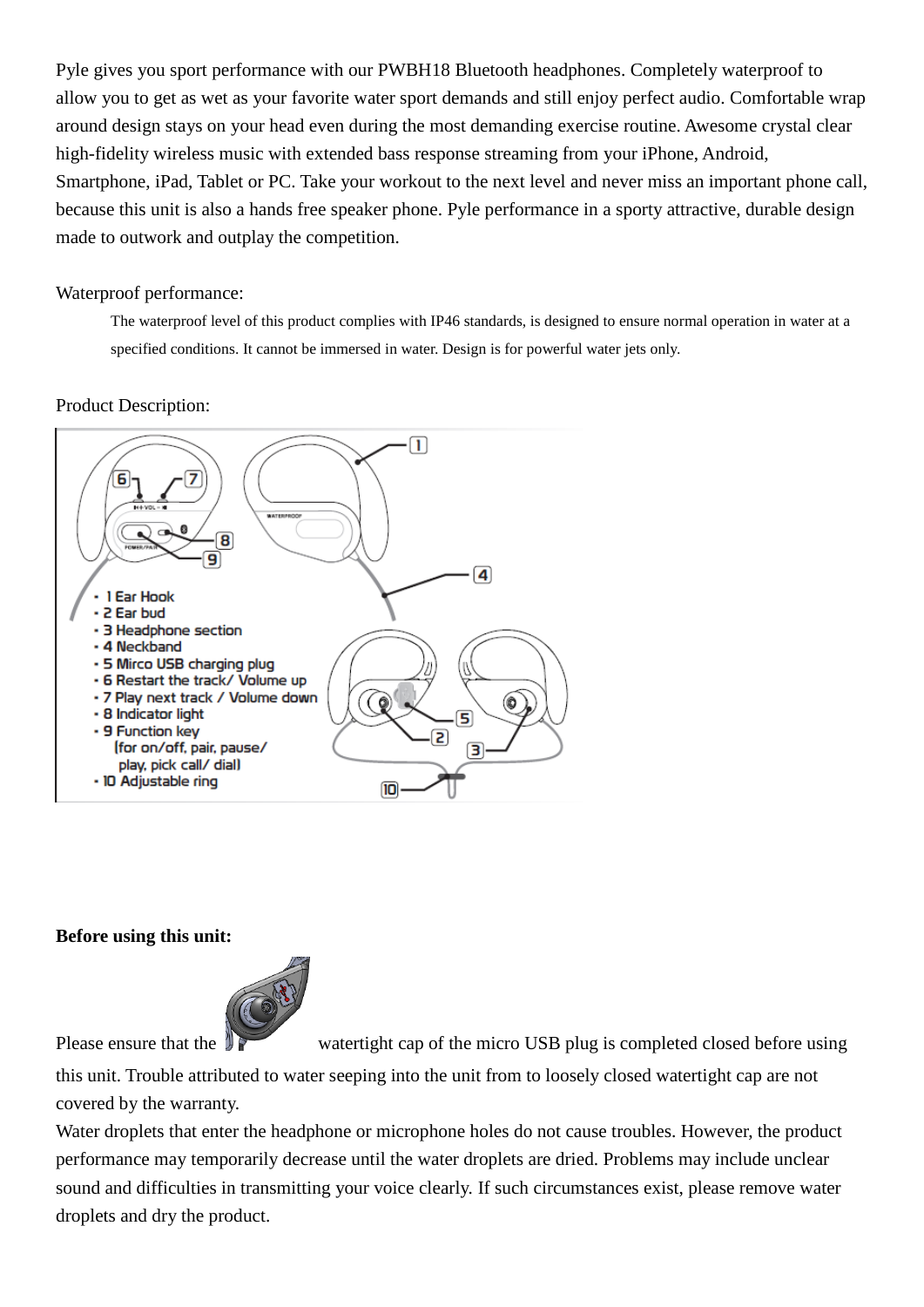Pyle gives you sport performance with our PWBH18 Bluetooth headphones. Completely waterproof to allow you to get as wet as your favorite water sport demands and still enjoy perfect audio. Comfortable wrap around design stays on your head even during the most demanding exercise routine. Awesome crystal clear high-fidelity wireless music with extended bass response streaming from your iPhone, Android, Smartphone, iPad, Tablet or PC. Take your workout to the next level and never miss an important phone call, because this unit is also a hands free speaker phone. Pyle performance in a sporty attractive, durable design made to outwork and outplay the competition.

Waterproof performance:

The waterproof level of this product complies with IP46 standards, is designed to ensure normal operation in water at a specified conditions. It cannot be immersed in water. Design is for powerful water jets only.

Product Description:

- 1 Ear Hook
- 2 Ear bud
- 3 Headphone section
- 4 Neckband
- 5 Mirco USB charging plug
- 6 Restart the track/ Volume up
- 7 Play next track / Volume down
- 8 Indicator light
- 9 Function key (for on/off, pair, pause/ play, pick call/ dial)
- 10 Adjustable ring

**Before using this unit:**

Please ensure that the watertight cap of the micro USB plug is completed closed before using this unit. Trouble attributed to water seeping into the unit from to loosely closed watertight cap are not covered by the warranty.

Water droplets that enter the headphone or microphone holes do not cause troubles. However, the product performance may temporarily decrease until the water droplets are dried. Problems may include unclear sound and difficulties in transmitting your voice clearly. If such circumstances exist, please remove water droplets and dry the product.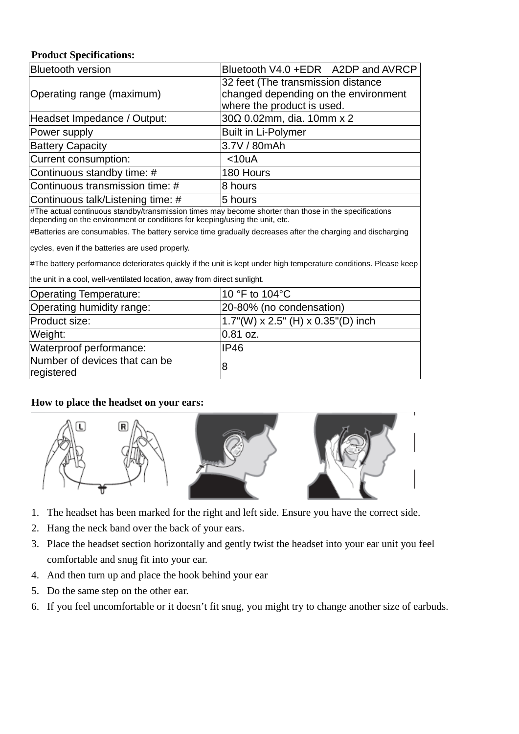**Product Specifications:**

| Bluetooth version | Bluetooth V4.0 +EDR A2DP and AVRCP |
|---|---|
| Operating range (maximum) | 32 feet (The transmission distance changed depending on the environment where the product is used. |
| Headset Impedance / Output: | 30Ω 0.02mm, dia. 10mm x 2 |
| Power supply | Built in Li-Polymer |
| Battery Capacity | 3.7V / 80mAh |
| Current consumption: | <10uA |
| Continuous standby time: # | 180 Hours |
| Continuous transmission time: # | 8 hours |
| Continuous talk/Listening time: # | 5 hours |
| #The actual continuous standby/transmission times may become shorter than those in the specifications depending on the environment or conditions for keeping/using the unit, etc. #Batteries are consumables. The battery service time gradually decreases after the charging and discharging cycles, even if the batteries are used properly. #The battery performance deteriorates quickly if the unit is kept under high temperature conditions. Please keep the unit in a cool, well-ventilated location, away from direct sunlight. | |
| Operating Temperature: | 10 °F to 104°C |
| Operating humidity range: | 20-80% (no condensation) |
| Product size: | 1.7"(W) x 2.5" (H) x 0.35"(D) inch |
| Weight: | 0.81 oz. |
| Waterproof performance: | IP46 |
| Number of devices that can be registered | 8 |

**How to place the headset on your ears:**

1. The headset has been marked for the right and left side. Ensure you have the correct side.
2. Hang the neck band over the back of your ears.
3. Place the headset section horizontally and gently twist the headset into your ear unit you feel comfortable and snug fit into your ear.
4. And then turn up and place the hook behind your ear
5. Do the same step on the other ear.
6. If you feel uncomfortable or it doesn't fit snug, you might try to change another size of earbuds.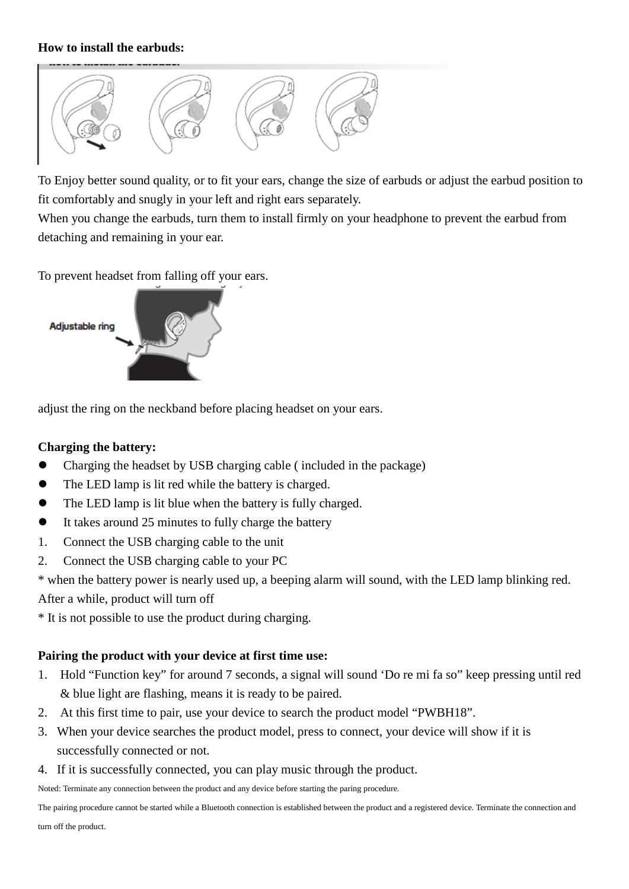**How to install the earbuds:**

To Enjoy better sound quality, or to fit your ears, change the size of earbuds or adjust the earbud position to fit comfortably and snugly in your left and right ears separately.
When you change the earbuds, turn them to install firmly on your headphone to prevent the earbud from detaching and remaining in your ear.

To prevent headset from falling off your ears.

Adjustable ring

adjust the ring on the neckband before placing headset on your ears.

**Charging the battery:**

- Charging the headset by USB charging cable ( included in the package)
- The LED lamp is lit red while the battery is charged.
- The LED lamp is lit blue when the battery is fully charged.
- It takes around 25 minutes to fully charge the battery

1. Connect the USB charging cable to the unit
2. Connect the USB charging cable to your PC

* when the battery power is nearly used up, a beeping alarm will sound, with the LED lamp blinking red. After a while, product will turn off
* It is not possible to use the product during charging.

**Pairing the product with your device at first time use:**

1. Hold “Function key” for around 7 seconds, a signal will sound ‘Do re mi fa so” keep pressing until red & blue light are flashing, means it is ready to be paired.
2. At this first time to pair, use your device to search the product model “PWBH18”.
3. When your device searches the product model, press to connect, your device will show if it is successfully connected or not.
4. If it is successfully connected, you can play music through the product.

Noted: Terminate any connection between the product and any device before starting the paring procedure.

The pairing procedure cannot be started while a Bluetooth connection is established between the product and a registered device. Terminate the connection and turn off the product.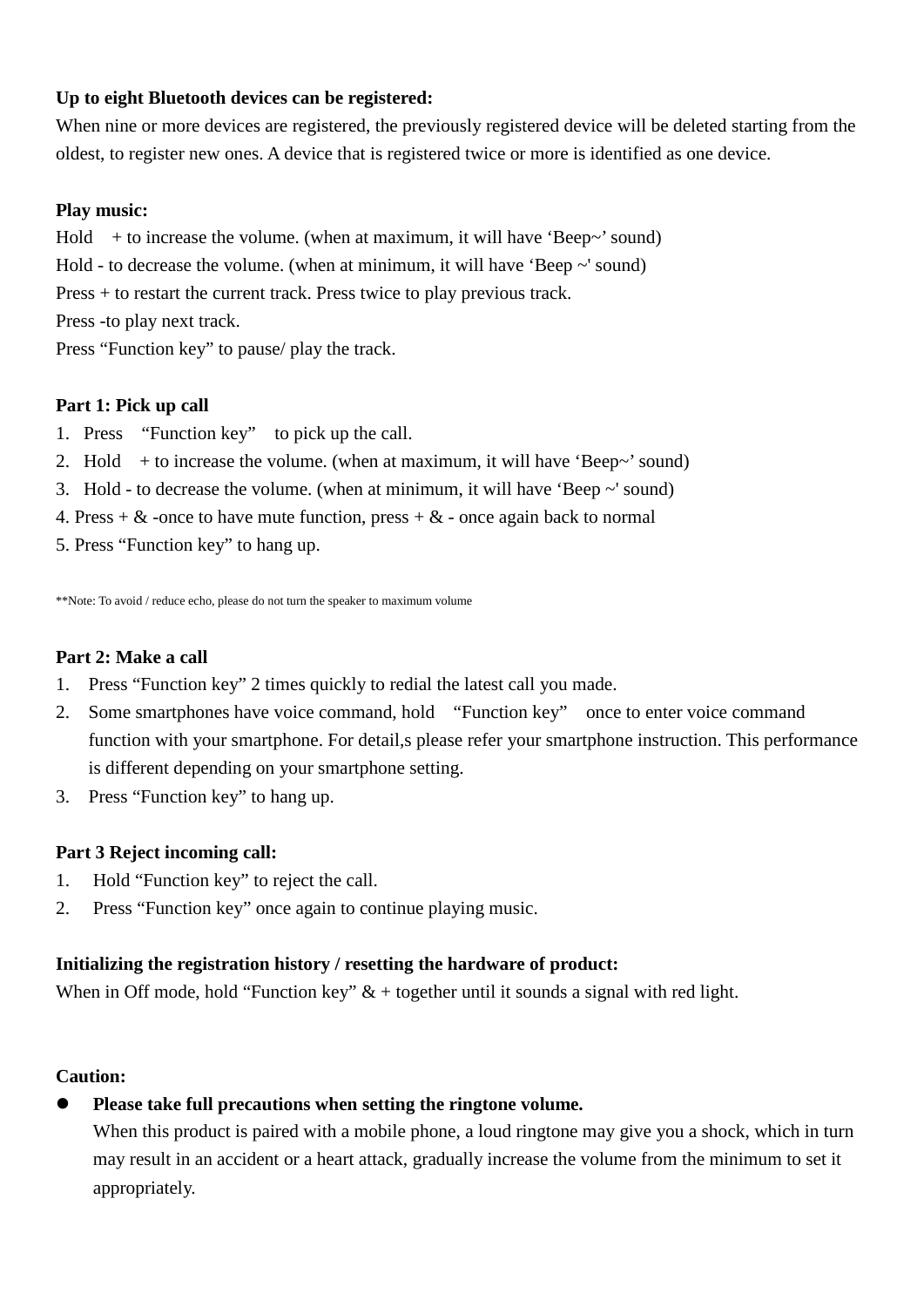**Up to eight Bluetooth devices can be registered:**
When nine or more devices are registered, the previously registered device will be deleted starting from the oldest, to register new ones. A device that is registered twice or more is identified as one device.

**Play music:**
Hold + to increase the volume. (when at maximum, it will have ‘Beep~’ sound)
Hold - to decrease the volume. (when at minimum, it will have ‘Beep ~' sound)
Press + to restart the current track. Press twice to play previous track.
Press -to play next track.
Press “Function key” to pause/ play the track.

**Part 1: Pick up call**

1. Press “Function key” to pick up the call.
2. Hold + to increase the volume. (when at maximum, it will have ‘Beep~’ sound)
3. Hold - to decrease the volume. (when at minimum, it will have ‘Beep ~' sound)
4. Press + & -once to have mute function, press + & - once again back to normal
5. Press “Function key” to hang up.

**Note: To avoid / reduce echo, please do not turn the speaker to maximum volume

**Part 2: Make a call**

1. Press “Function key” 2 times quickly to redial the latest call you made.
2. Some smartphones have voice command, hold “Function key” once to enter voice command function with your smartphone. For detail,s please refer your smartphone instruction. This performance is different depending on your smartphone setting.
3. Press “Function key” to hang up.

**Part 3 Reject incoming call:**

1. Hold “Function key” to reject the call.
2. Press “Function key” once again to continue playing music.

**Initializing the registration history / resetting the hardware of product:**
When in Off mode, hold “Function key” & + together until it sounds a signal with red light.

**Caution:**

- **Please take full precautions when setting the ringtone volume.**
  When this product is paired with a mobile phone, a loud ringtone may give you a shock, which in turn may result in an accident or a heart attack, gradually increase the volume from the minimum to set it appropriately.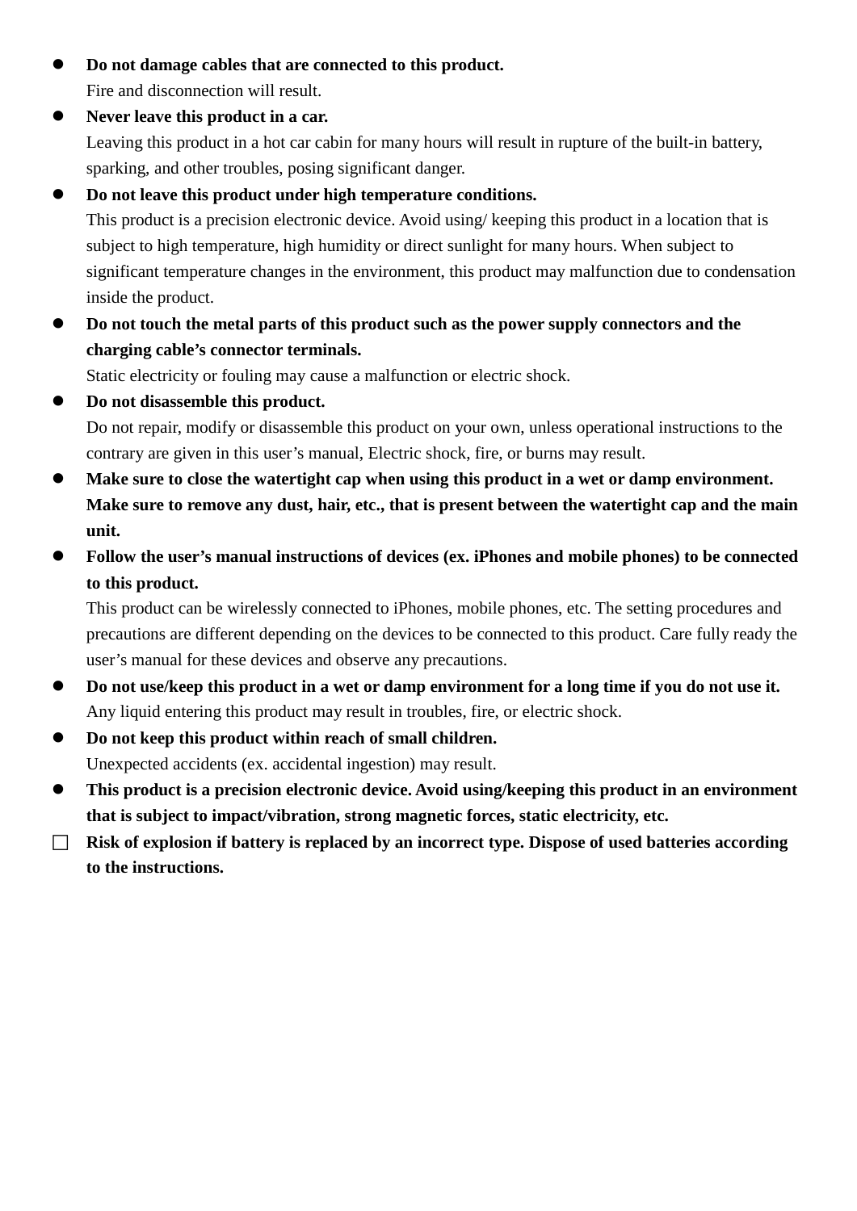- **Do not damage cables that are connected to this product.**
  Fire and disconnection will result.
- **Never leave this product in a car.**
  Leaving this product in a hot car cabin for many hours will result in rupture of the built-in battery, sparking, and other troubles, posing significant danger.
- **Do not leave this product under high temperature conditions.**
  This product is a precision electronic device. Avoid using/ keeping this product in a location that is subject to high temperature, high humidity or direct sunlight for many hours. When subject to significant temperature changes in the environment, this product may malfunction due to condensation inside the product.
- **Do not touch the metal parts of this product such as the power supply connectors and the charging cable's connector terminals.**
  Static electricity or fouling may cause a malfunction or electric shock.
- **Do not disassemble this product.**
  Do not repair, modify or disassemble this product on your own, unless operational instructions to the contrary are given in this user's manual, Electric shock, fire, or burns may result.
- **Make sure to close the watertight cap when using this product in a wet or damp environment. Make sure to remove any dust, hair, etc., that is present between the watertight cap and the main unit.**
- **Follow the user's manual instructions of devices (ex. iPhones and mobile phones) to be connected to this product.**
  This product can be wirelessly connected to iPhones, mobile phones, etc. The setting procedures and precautions are different depending on the devices to be connected to this product. Care fully ready the user's manual for these devices and observe any precautions.
- **Do not use/keep this product in a wet or damp environment for a long time if you do not use it.**
  Any liquid entering this product may result in troubles, fire, or electric shock.
- **Do not keep this product within reach of small children.**
  Unexpected accidents (ex. accidental ingestion) may result.
- **This product is a precision electronic device. Avoid using/keeping this product in an environment that is subject to impact/vibration, strong magnetic forces, static electricity, etc.**

□ **Risk of explosion if battery is replaced by an incorrect type. Dispose of used batteries according to the instructions.**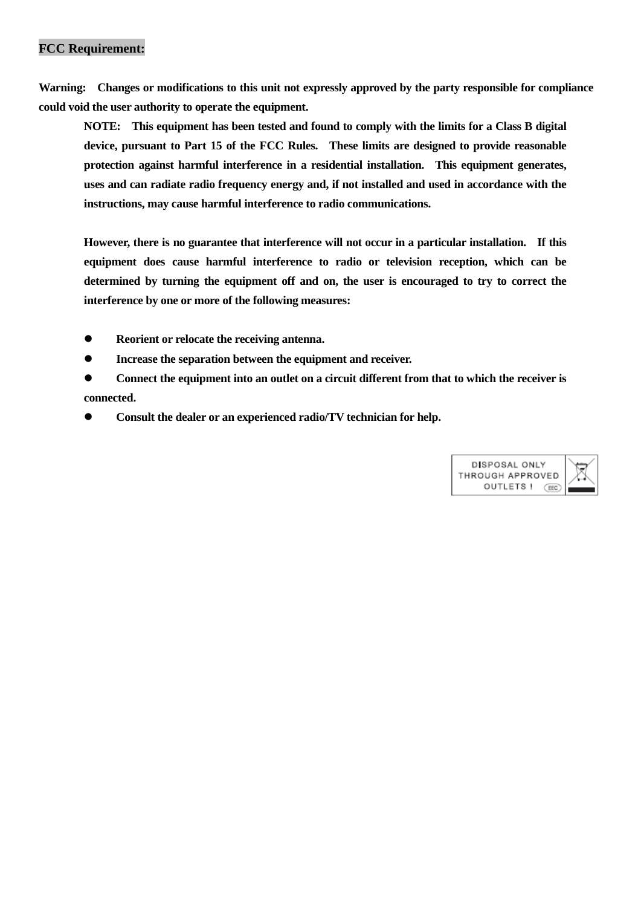**FCC Requirement:**

**Warning: Changes or modifications to this unit not expressly approved by the party responsible for compliance could void the user authority to operate the equipment.**

**NOTE: This equipment has been tested and found to comply with the limits for a Class B digital device, pursuant to Part 15 of the FCC Rules. These limits are designed to provide reasonable protection against harmful interference in a residential installation. This equipment generates, uses and can radiate radio frequency energy and, if not installed and used in accordance with the instructions, may cause harmful interference to radio communications.**

**However, there is no guarantee that interference will not occur in a particular installation. If this equipment does cause harmful interference to radio or television reception, which can be determined by turning the equipment off and on, the user is encouraged to try to correct the interference by one or more of the following measures:**

- **Reorient or relocate the receiving antenna.**
- **Increase the separation between the equipment and receiver.**
- **Connect the equipment into an outlet on a circuit different from that to which the receiver is connected.**
- **Consult the dealer or an experienced radio/TV technician for help.**

DISPOSAL ONLY THROUGH APPROVED OUTLETS ! EEC